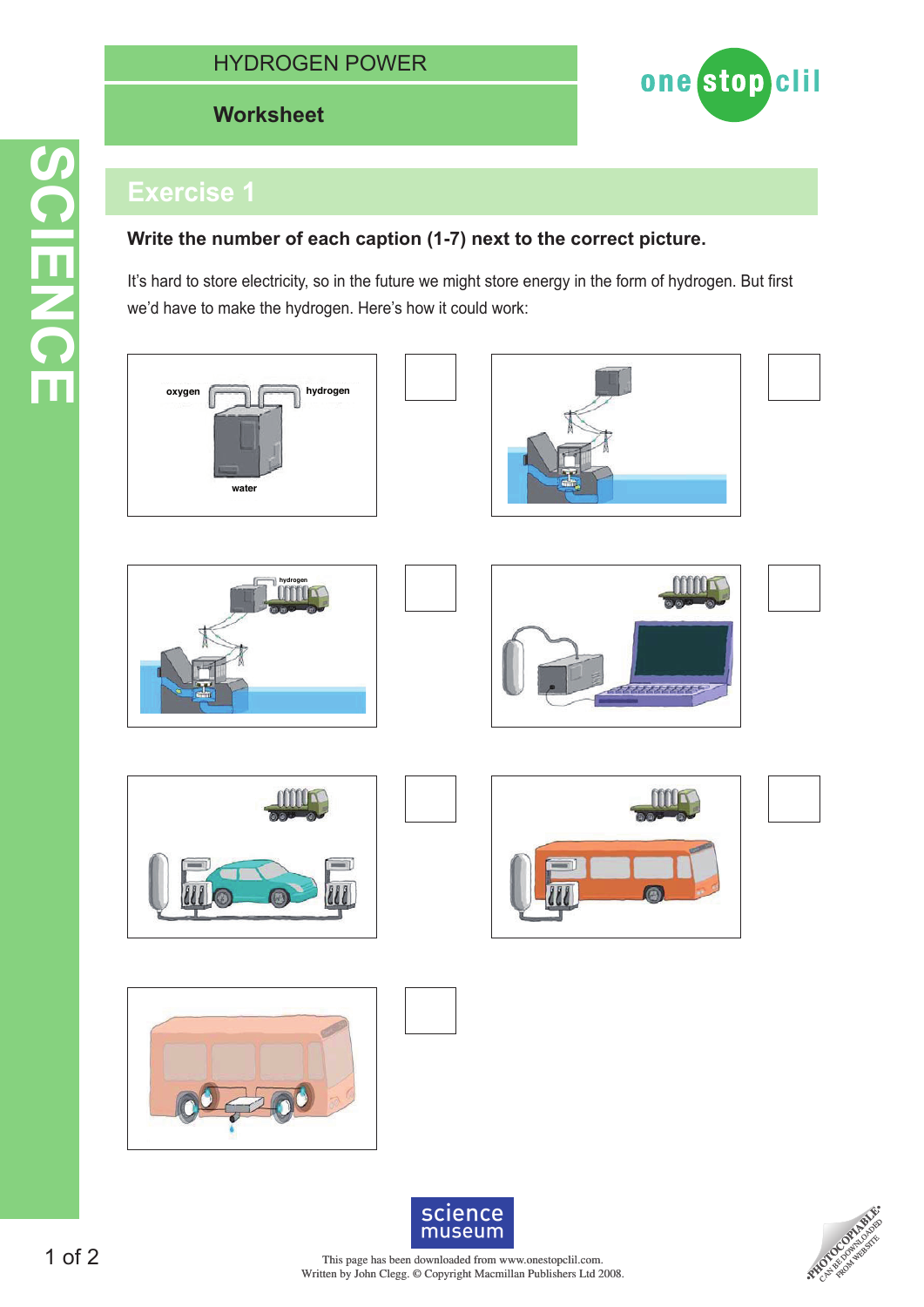# HYDROGEN POWER

## Worksheet

SCIENCE

### Exercise 1

**Write the number of each caption (1-7) next to the correct picture.**

It's hard to store electricity, so in the future we might store energy in the form of hydrogen. But first we'd have to make the hydrogen. Here's how it could work:

oxygen

hydrogen

water

hydrogen

This page has been downloaded from www.onestopclil.com.
Written by John Clegg. © Copyright Macmillan Publishers Ltd 2008.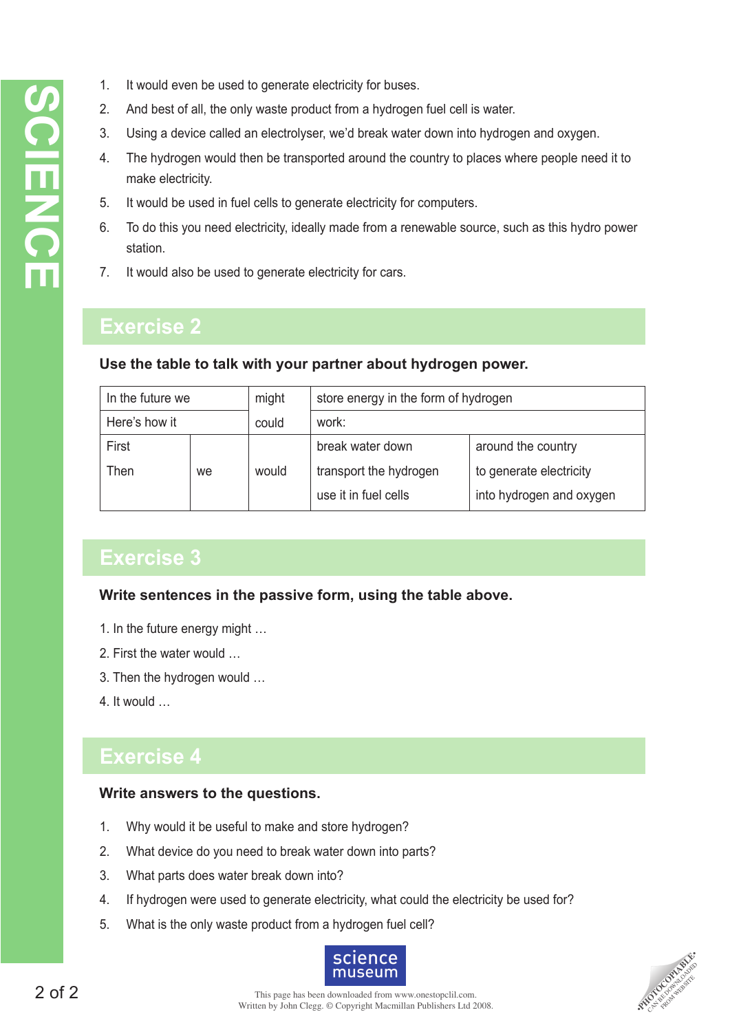1. It would even be used to generate electricity for buses.
2. And best of all, the only waste product from a hydrogen fuel cell is water.
3. Using a device called an electrolyser, we'd break water down into hydrogen and oxygen.
4. The hydrogen would then be transported around the country to places where people need it to make electricity.
5. It would be used in fuel cells to generate electricity for computers.
6. To do this you need electricity, ideally made from a renewable source, such as this hydro power station.
7. It would also be used to generate electricity for cars.

## Exercise 2

**Use the table to talk with your partner about hydrogen power.**

| In the future we | | might | store energy in the form of hydrogen | |
|---|---|---|---|---|
| Here's how it | | could | work: | |
| First<br>Then | we | would | break water down<br>transport the hydrogen<br>use it in fuel cells | around the country<br>to generate electricity<br>into hydrogen and oxygen |

## Exercise 3

**Write sentences in the passive form, using the table above.**

1. In the future energy might …
2. First the water would …
3. Then the hydrogen would …
4. It would …

## Exercise 4

**Write answers to the questions.**

1. Why would it be useful to make and store hydrogen?
2. What device do you need to break water down into parts?
3. What parts does water break down into?
4. If hydrogen were used to generate electricity, what could the electricity be used for?
5. What is the only waste product from a hydrogen fuel cell?

This page has been downloaded from www.onestopclil.com.
Written by John Clegg. © Copyright Macmillan Publishers Ltd 2008.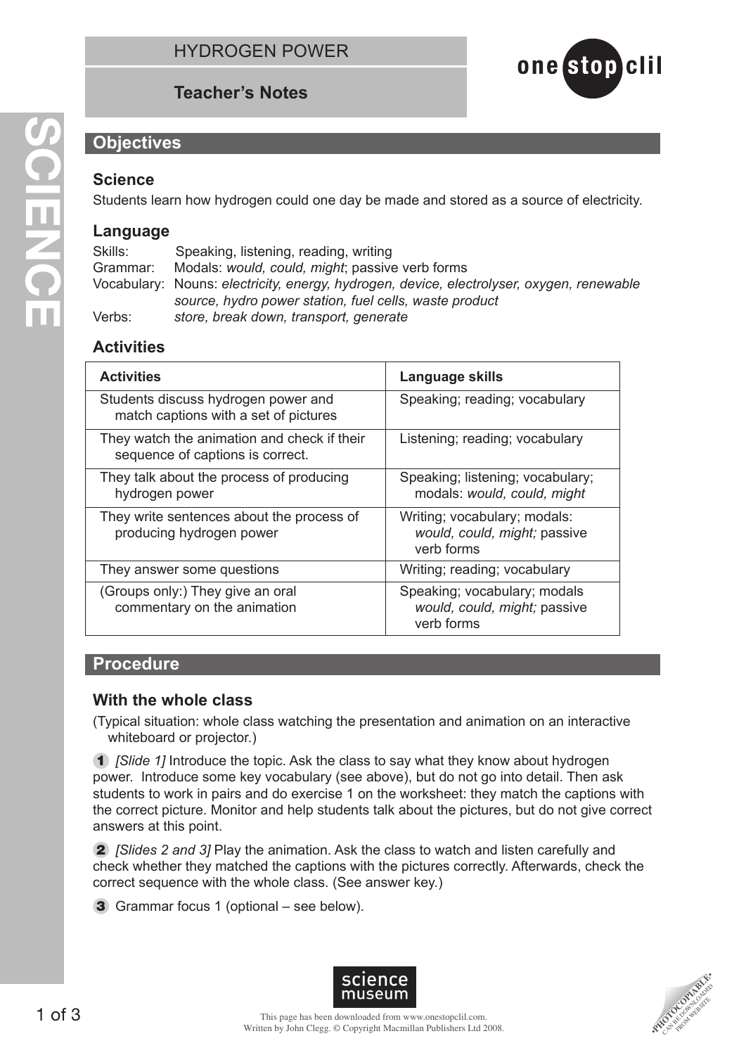# HYDROGEN POWER

## Teacher's Notes

## Objectives

### Science

Students learn how hydrogen could one day be made and stored as a source of electricity.

### Language

Skills: Speaking, listening, reading, writing
Grammar: Modals: *would, could, might*; passive verb forms
Vocabulary: Nouns: *electricity, energy, hydrogen, device, electrolyser, oxygen, renewable source, hydro power station, fuel cells, waste product*
Verbs: *store, break down, transport, generate*

### Activities

| Activities | Language skills |
|---|---|
| Students discuss hydrogen power and match captions with a set of pictures | Speaking; reading; vocabulary |
| They watch the animation and check if their sequence of captions is correct. | Listening; reading; vocabulary |
| They talk about the process of producing hydrogen power | Speaking; listening; vocabulary; modals: *would, could, might* |
| They write sentences about the process of producing hydrogen power | Writing; vocabulary; modals: *would, could, might;* passive verb forms |
| They answer some questions | Writing; reading; vocabulary |
| (Groups only:) They give an oral commentary on the animation | Speaking; vocabulary; modals *would, could, might;* passive verb forms |

## Procedure

### With the whole class

(Typical situation: whole class watching the presentation and animation on an interactive whiteboard or projector.)

**1** *[Slide 1]* Introduce the topic. Ask the class to say what they know about hydrogen power. Introduce some key vocabulary (see above), but do not go into detail. Then ask students to work in pairs and do exercise 1 on the worksheet: they match the captions with the correct picture. Monitor and help students talk about the pictures, but do not give correct answers at this point.

**2** *[Slides 2 and 3]* Play the animation. Ask the class to watch and listen carefully and check whether they matched the captions with the pictures correctly. Afterwards, check the correct sequence with the whole class. (See answer key.)

**3** Grammar focus 1 (optional – see below).

This page has been downloaded from www.onestopclil.com.
Written by John Clegg. © Copyright Macmillan Publishers Ltd 2008.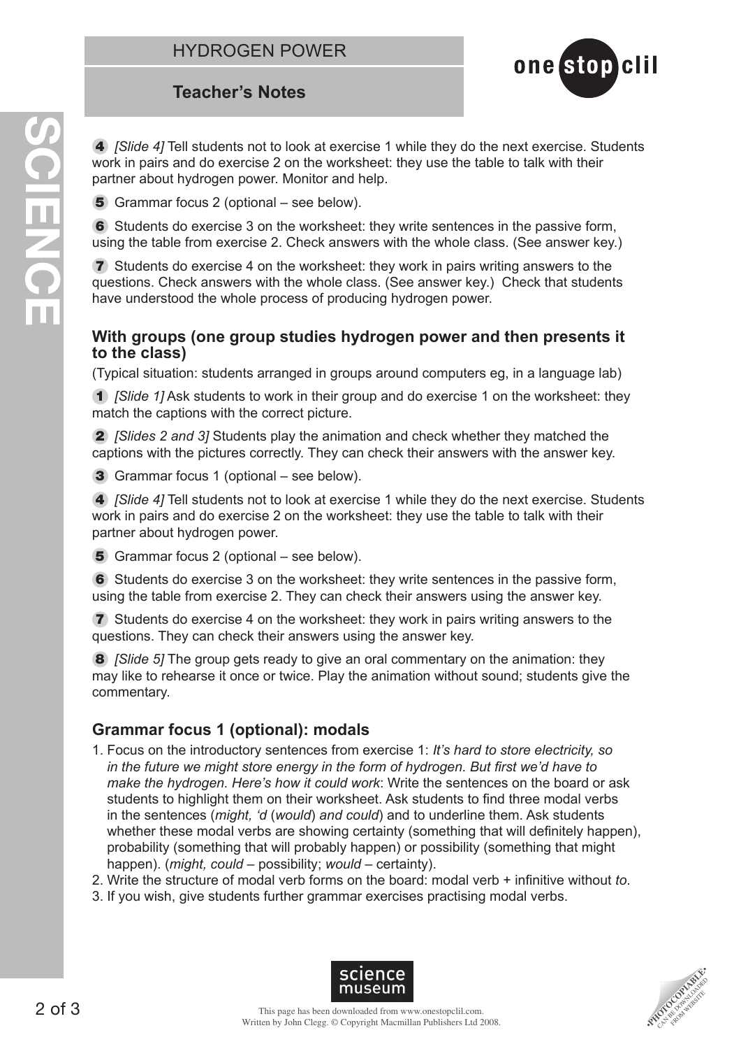4 *[Slide 4]* Tell students not to look at exercise 1 while they do the next exercise. Students work in pairs and do exercise 2 on the worksheet: they use the table to talk with their partner about hydrogen power. Monitor and help.

5 Grammar focus 2 (optional – see below).

6 Students do exercise 3 on the worksheet: they write sentences in the passive form, using the table from exercise 2. Check answers with the whole class. (See answer key.)

7 Students do exercise 4 on the worksheet: they work in pairs writing answers to the questions. Check answers with the whole class. (See answer key.) Check that students have understood the whole process of producing hydrogen power.

### With groups (one group studies hydrogen power and then presents it to the class)

(Typical situation: students arranged in groups around computers eg, in a language lab)

1 *[Slide 1]* Ask students to work in their group and do exercise 1 on the worksheet: they match the captions with the correct picture.

2 *[Slides 2 and 3]* Students play the animation and check whether they matched the captions with the pictures correctly. They can check their answers with the answer key.

3 Grammar focus 1 (optional – see below).

4 *[Slide 4]* Tell students not to look at exercise 1 while they do the next exercise. Students work in pairs and do exercise 2 on the worksheet: they use the table to talk with their partner about hydrogen power.

5 Grammar focus 2 (optional – see below).

6 Students do exercise 3 on the worksheet: they write sentences in the passive form, using the table from exercise 2. They can check their answers using the answer key.

7 Students do exercise 4 on the worksheet: they work in pairs writing answers to the questions. They can check their answers using the answer key.

8 *[Slide 5]* The group gets ready to give an oral commentary on the animation: they may like to rehearse it once or twice. Play the animation without sound; students give the commentary.

### Grammar focus 1 (optional): modals

1. Focus on the introductory sentences from exercise 1: *It's hard to store electricity, so in the future we might store energy in the form of hydrogen. But first we'd have to make the hydrogen. Here's how it could work*: Write the sentences on the board or ask students to highlight them on their worksheet. Ask students to find three modal verbs in the sentences (*might, 'd* (*would*) *and could*) and to underline them. Ask students whether these modal verbs are showing certainty (something that will definitely happen), probability (something that will probably happen) or possibility (something that might happen). (*might, could* – possibility; *would* – certainty).
2. Write the structure of modal verb forms on the board: modal verb + infinitive without *to*.
3. If you wish, give students further grammar exercises practising modal verbs.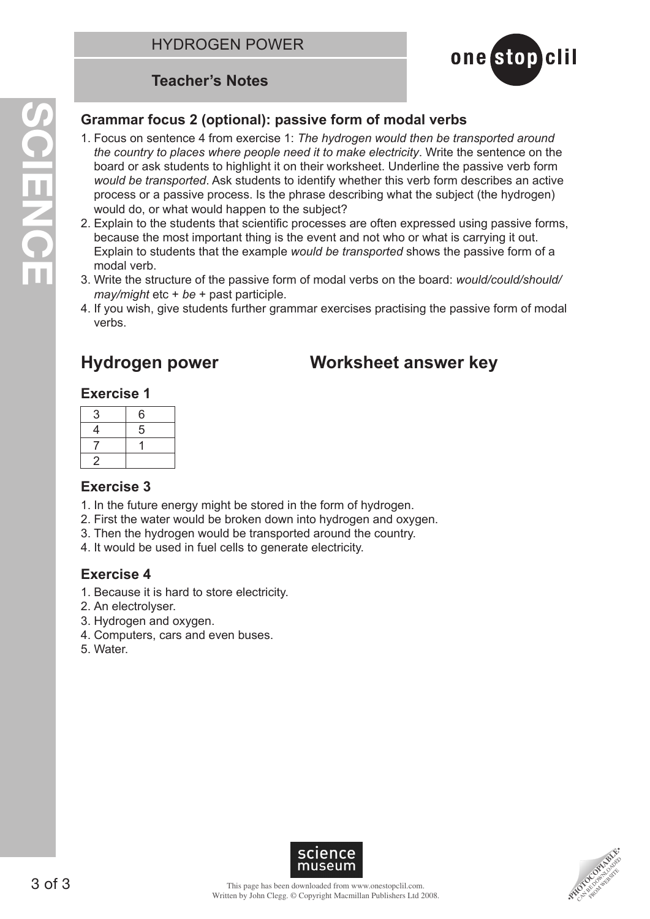# HYDROGEN POWER

## Teacher's Notes

### Grammar focus 2 (optional): passive form of modal verbs

1. Focus on sentence 4 from exercise 1: *The hydrogen would then be transported around the country to places where people need it to make electricity*. Write the sentence on the board or ask students to highlight it on their worksheet. Underline the passive verb form *would be transported*. Ask students to identify whether this verb form describes an active process or a passive process. Is the phrase describing what the subject (the hydrogen) would do, or what would happen to the subject?
2. Explain to the students that scientific processes are often expressed using passive forms, because the most important thing is the event and not who or what is carrying it out. Explain to students that the example *would be transported* shows the passive form of a modal verb.
3. Write the structure of the passive form of modal verbs on the board: *would/could/should/may/might* etc + *be* + past participle.
4. If you wish, give students further grammar exercises practising the passive form of modal verbs.

## Hydrogen power — Worksheet answer key

### Exercise 1

| | |
|---|---|
| 3 | 6 |
| 4 | 5 |
| 7 | 1 |
| 2 | |

### Exercise 3

1. In the future energy might be stored in the form of hydrogen.
2. First the water would be broken down into hydrogen and oxygen.
3. Then the hydrogen would be transported around the country.
4. It would be used in fuel cells to generate electricity.

### Exercise 4

1. Because it is hard to store electricity.
2. An electrolyser.
3. Hydrogen and oxygen.
4. Computers, cars and even buses.
5. Water.

This page has been downloaded from www.onestopclil.com.
Written by John Clegg. © Copyright Macmillan Publishers Ltd 2008.